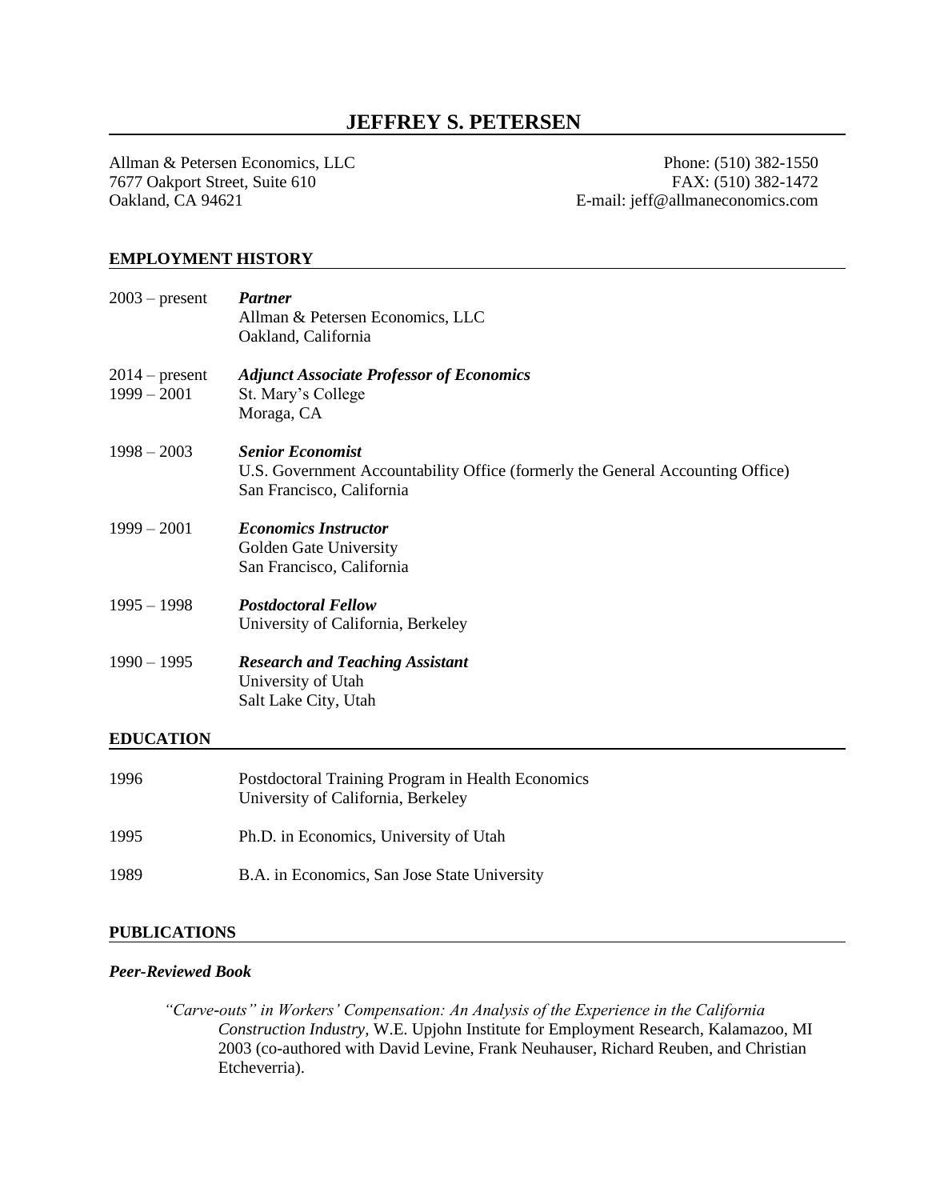# JEFFREY S. PETERSEN

Allman & Petersen Economics, LLC
7677 Oakport Street, Suite 610
Oakland, CA 94621

Phone: (510) 382-1550
FAX: (510) 382-1472
E-mail: jeff@allmaneconomics.com

## EMPLOYMENT HISTORY

2003 – present — ***Partner***
Allman & Petersen Economics, LLC
Oakland, California

2014 – present
1999 – 2001 — ***Adjunct Associate Professor of Economics***
St. Mary's College
Moraga, CA

1998 – 2003 — ***Senior Economist***
U.S. Government Accountability Office (formerly the General Accounting Office)
San Francisco, California

1999 – 2001 — ***Economics Instructor***
Golden Gate University
San Francisco, California

1995 – 1998 — ***Postdoctoral Fellow***
University of California, Berkeley

1990 – 1995 — ***Research and Teaching Assistant***
University of Utah
Salt Lake City, Utah

## EDUCATION

1996 — Postdoctoral Training Program in Health Economics
University of California, Berkeley

1995 — Ph.D. in Economics, University of Utah

1989 — B.A. in Economics, San Jose State University

## PUBLICATIONS

### *Peer-Reviewed Book*

*"Carve-outs" in Workers' Compensation: An Analysis of the Experience in the California Construction Industry,* W.E. Upjohn Institute for Employment Research, Kalamazoo, MI 2003 (co-authored with David Levine, Frank Neuhauser, Richard Reuben, and Christian Etcheverria).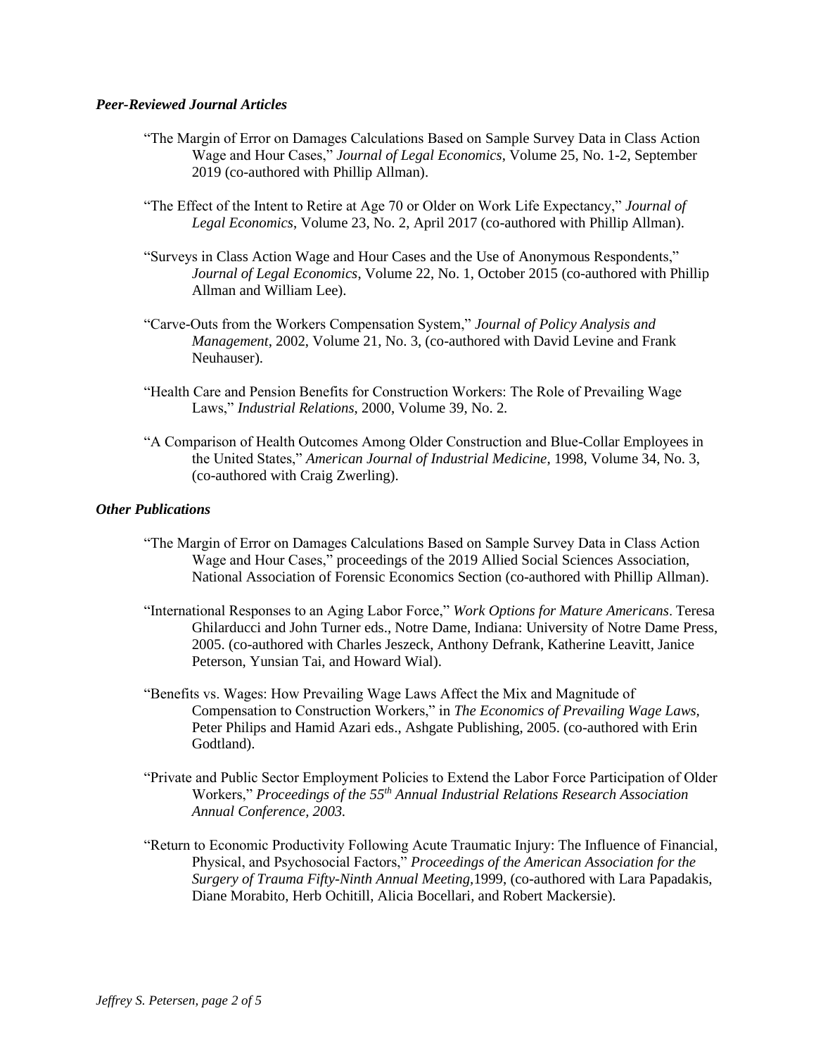***Peer-Reviewed Journal Articles***

"The Margin of Error on Damages Calculations Based on Sample Survey Data in Class Action Wage and Hour Cases," *Journal of Legal Economics*, Volume 25, No. 1-2, September 2019 (co-authored with Phillip Allman).

"The Effect of the Intent to Retire at Age 70 or Older on Work Life Expectancy," *Journal of Legal Economics*, Volume 23, No. 2, April 2017 (co-authored with Phillip Allman).

"Surveys in Class Action Wage and Hour Cases and the Use of Anonymous Respondents," *Journal of Legal Economics*, Volume 22, No. 1, October 2015 (co-authored with Phillip Allman and William Lee).

"Carve-Outs from the Workers Compensation System," *Journal of Policy Analysis and Management*, 2002, Volume 21, No. 3, (co-authored with David Levine and Frank Neuhauser).

"Health Care and Pension Benefits for Construction Workers: The Role of Prevailing Wage Laws," *Industrial Relations*, 2000, Volume 39, No. 2.

"A Comparison of Health Outcomes Among Older Construction and Blue-Collar Employees in the United States," *American Journal of Industrial Medicine*, 1998, Volume 34, No. 3, (co-authored with Craig Zwerling).

***Other Publications***

"The Margin of Error on Damages Calculations Based on Sample Survey Data in Class Action Wage and Hour Cases," proceedings of the 2019 Allied Social Sciences Association, National Association of Forensic Economics Section (co-authored with Phillip Allman).

"International Responses to an Aging Labor Force," *Work Options for Mature Americans*. Teresa Ghilarducci and John Turner eds., Notre Dame, Indiana: University of Notre Dame Press, 2005. (co-authored with Charles Jeszeck, Anthony Defrank, Katherine Leavitt, Janice Peterson, Yunsian Tai, and Howard Wial).

"Benefits vs. Wages: How Prevailing Wage Laws Affect the Mix and Magnitude of Compensation to Construction Workers," in *The Economics of Prevailing Wage Laws,* Peter Philips and Hamid Azari eds., Ashgate Publishing, 2005. (co-authored with Erin Godtland).

"Private and Public Sector Employment Policies to Extend the Labor Force Participation of Older Workers," *Proceedings of the 55th Annual Industrial Relations Research Association Annual Conference, 2003.*

"Return to Economic Productivity Following Acute Traumatic Injury: The Influence of Financial, Physical, and Psychosocial Factors," *Proceedings of the American Association for the Surgery of Trauma Fifty-Ninth Annual Meeting,*1999, (co-authored with Lara Papadakis, Diane Morabito, Herb Ochitill, Alicia Bocellari, and Robert Mackersie).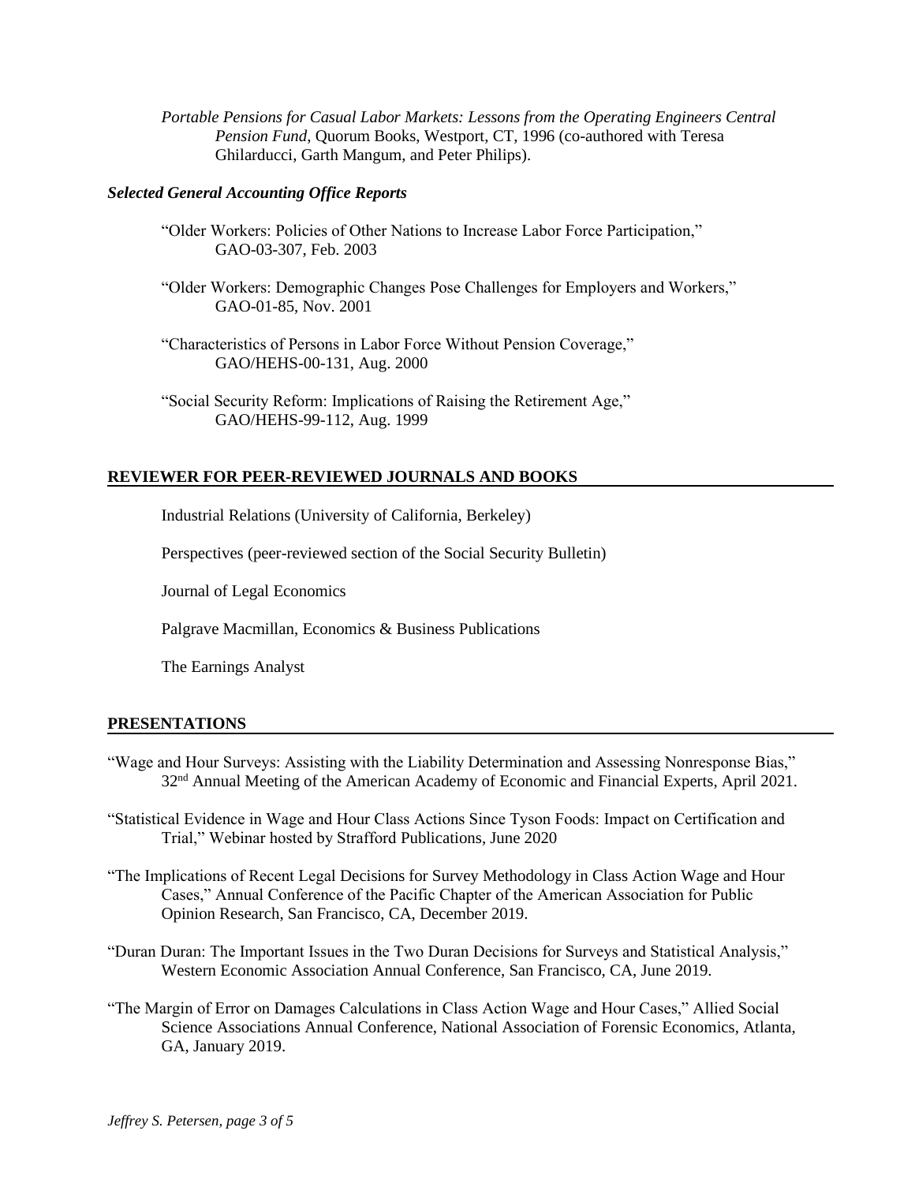*Portable Pensions for Casual Labor Markets: Lessons from the Operating Engineers Central Pension Fund*, Quorum Books, Westport, CT, 1996 (co-authored with Teresa Ghilarducci, Garth Mangum, and Peter Philips).

### *Selected General Accounting Office Reports*

"Older Workers: Policies of Other Nations to Increase Labor Force Participation," GAO-03-307, Feb. 2003

"Older Workers: Demographic Changes Pose Challenges for Employers and Workers," GAO-01-85, Nov. 2001

"Characteristics of Persons in Labor Force Without Pension Coverage," GAO/HEHS-00-131, Aug. 2000

"Social Security Reform: Implications of Raising the Retirement Age," GAO/HEHS-99-112, Aug. 1999

## REVIEWER FOR PEER-REVIEWED JOURNALS AND BOOKS

Industrial Relations (University of California, Berkeley)

Perspectives (peer-reviewed section of the Social Security Bulletin)

Journal of Legal Economics

Palgrave Macmillan, Economics & Business Publications

The Earnings Analyst

## PRESENTATIONS

"Wage and Hour Surveys: Assisting with the Liability Determination and Assessing Nonresponse Bias," 32nd Annual Meeting of the American Academy of Economic and Financial Experts, April 2021.

"Statistical Evidence in Wage and Hour Class Actions Since Tyson Foods: Impact on Certification and Trial," Webinar hosted by Strafford Publications, June 2020

"The Implications of Recent Legal Decisions for Survey Methodology in Class Action Wage and Hour Cases," Annual Conference of the Pacific Chapter of the American Association for Public Opinion Research, San Francisco, CA, December 2019.

"Duran Duran: The Important Issues in the Two Duran Decisions for Surveys and Statistical Analysis," Western Economic Association Annual Conference, San Francisco, CA, June 2019.

"The Margin of Error on Damages Calculations in Class Action Wage and Hour Cases," Allied Social Science Associations Annual Conference, National Association of Forensic Economics, Atlanta, GA, January 2019.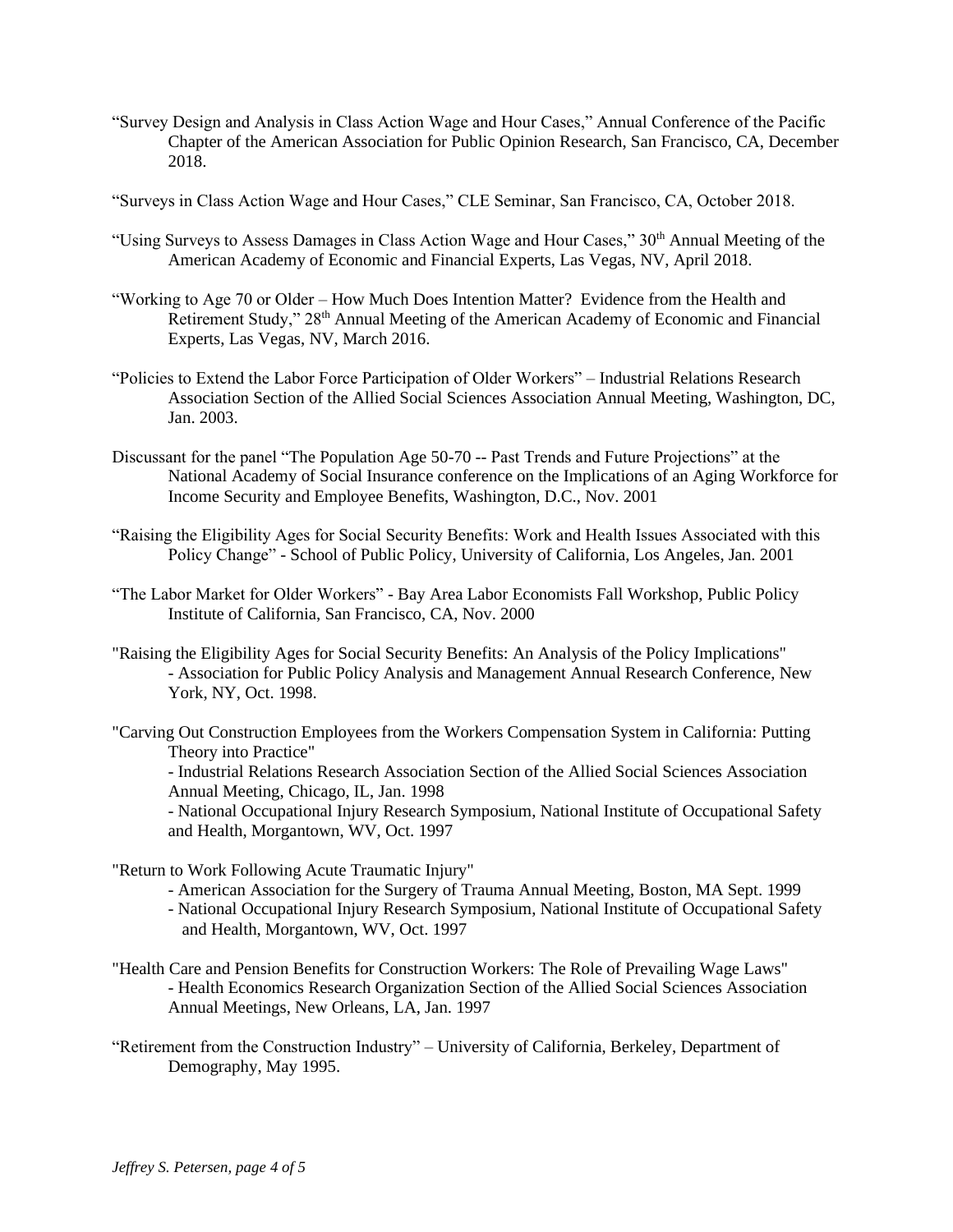"Survey Design and Analysis in Class Action Wage and Hour Cases," Annual Conference of the Pacific Chapter of the American Association for Public Opinion Research, San Francisco, CA, December 2018.

"Surveys in Class Action Wage and Hour Cases," CLE Seminar, San Francisco, CA, October 2018.

"Using Surveys to Assess Damages in Class Action Wage and Hour Cases," 30th Annual Meeting of the American Academy of Economic and Financial Experts, Las Vegas, NV, April 2018.

"Working to Age 70 or Older – How Much Does Intention Matter? Evidence from the Health and Retirement Study," 28th Annual Meeting of the American Academy of Economic and Financial Experts, Las Vegas, NV, March 2016.

"Policies to Extend the Labor Force Participation of Older Workers" – Industrial Relations Research Association Section of the Allied Social Sciences Association Annual Meeting, Washington, DC, Jan. 2003.

Discussant for the panel "The Population Age 50-70 -- Past Trends and Future Projections" at the National Academy of Social Insurance conference on the Implications of an Aging Workforce for Income Security and Employee Benefits, Washington, D.C., Nov. 2001

"Raising the Eligibility Ages for Social Security Benefits: Work and Health Issues Associated with this Policy Change" - School of Public Policy, University of California, Los Angeles, Jan. 2001

"The Labor Market for Older Workers" - Bay Area Labor Economists Fall Workshop, Public Policy Institute of California, San Francisco, CA, Nov. 2000

"Raising the Eligibility Ages for Social Security Benefits: An Analysis of the Policy Implications" - Association for Public Policy Analysis and Management Annual Research Conference, New York, NY, Oct. 1998.

"Carving Out Construction Employees from the Workers Compensation System in California: Putting Theory into Practice"
- Industrial Relations Research Association Section of the Allied Social Sciences Association Annual Meeting, Chicago, IL, Jan. 1998
- National Occupational Injury Research Symposium, National Institute of Occupational Safety and Health, Morgantown, WV, Oct. 1997

"Return to Work Following Acute Traumatic Injury"
- American Association for the Surgery of Trauma Annual Meeting, Boston, MA Sept. 1999
- National Occupational Injury Research Symposium, National Institute of Occupational Safety and Health, Morgantown, WV, Oct. 1997

"Health Care and Pension Benefits for Construction Workers: The Role of Prevailing Wage Laws" - Health Economics Research Organization Section of the Allied Social Sciences Association Annual Meetings, New Orleans, LA, Jan. 1997

"Retirement from the Construction Industry" – University of California, Berkeley, Department of Demography, May 1995.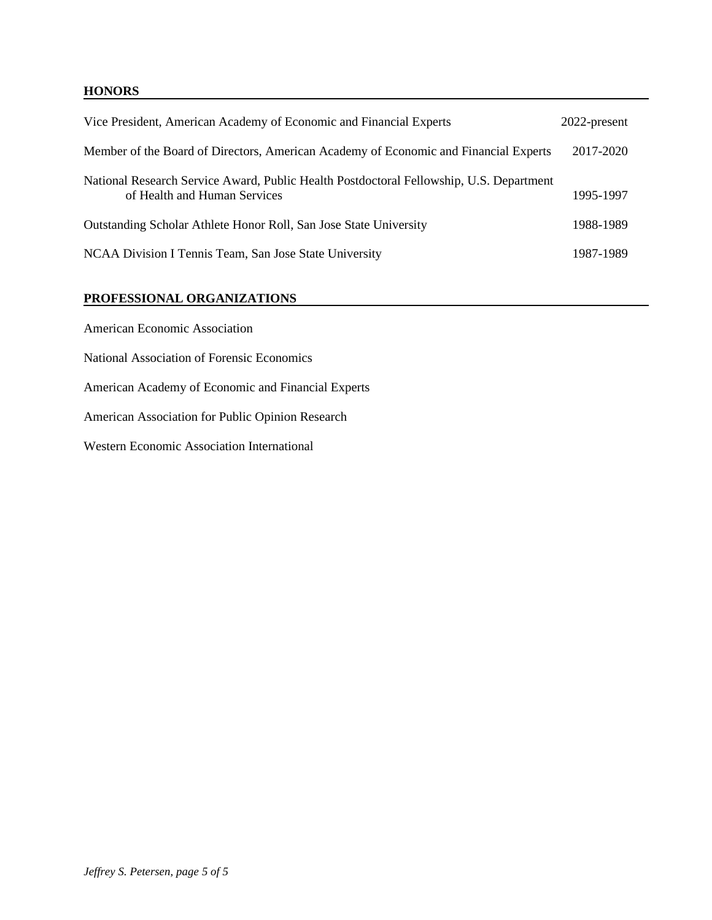## HONORS

| | |
|---|---|
| Vice President, American Academy of Economic and Financial Experts | 2022-present |
| Member of the Board of Directors, American Academy of Economic and Financial Experts | 2017-2020 |
| National Research Service Award, Public Health Postdoctoral Fellowship, U.S. Department of Health and Human Services | 1995-1997 |
| Outstanding Scholar Athlete Honor Roll, San Jose State University | 1988-1989 |
| NCAA Division I Tennis Team, San Jose State University | 1987-1989 |

## PROFESSIONAL ORGANIZATIONS

American Economic Association

National Association of Forensic Economics

American Academy of Economic and Financial Experts

American Association for Public Opinion Research

Western Economic Association International